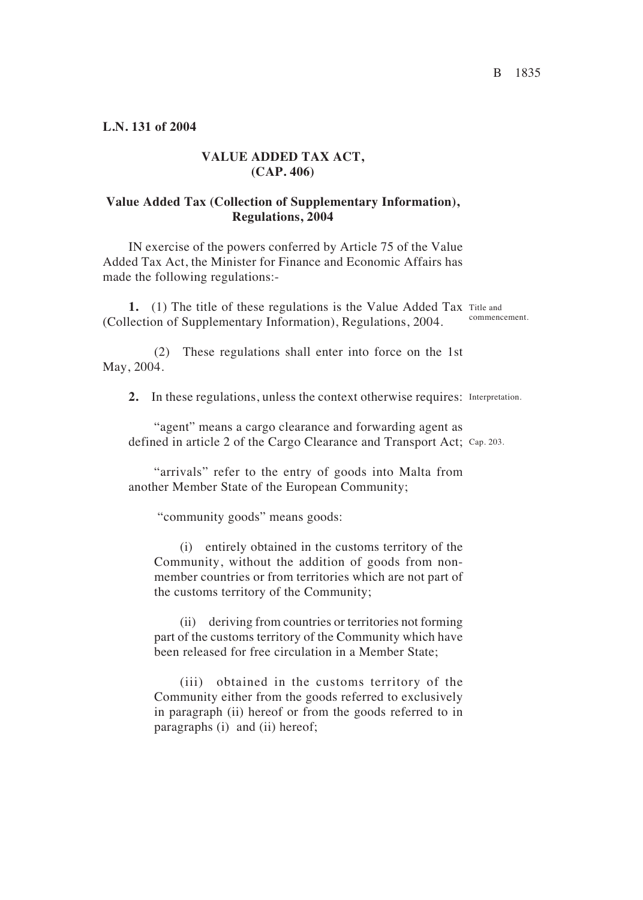**L.N. 131 of 2004**

## VALUE ADDED TAX ACT, (CAP. 406)

### Value Added Tax (Collection of Supplementary Information), Regulations, 2004

IN exercise of the powers conferred by Article 75 of the Value Added Tax Act, the Minister for Finance and Economic Affairs has made the following regulations:-

*Title and commencement.*

**1.** (1) The title of these regulations is the Value Added Tax (Collection of Supplementary Information), Regulations, 2004.

(2) These regulations shall enter into force on the 1st May, 2004.

*Interpretation.*

**2.** In these regulations, unless the context otherwise requires:

"agent" means a cargo clearance and forwarding agent as defined in article 2 of the Cargo Clearance and Transport Act; *Cap. 203.*

"arrivals" refer to the entry of goods into Malta from another Member State of the European Community;

"community goods" means goods:

(i) entirely obtained in the customs territory of the Community, without the addition of goods from non-member countries or from territories which are not part of the customs territory of the Community;

(ii) deriving from countries or territories not forming part of the customs territory of the Community which have been released for free circulation in a Member State;

(iii) obtained in the customs territory of the Community either from the goods referred to exclusively in paragraph (ii) hereof or from the goods referred to in paragraphs (i) and (ii) hereof;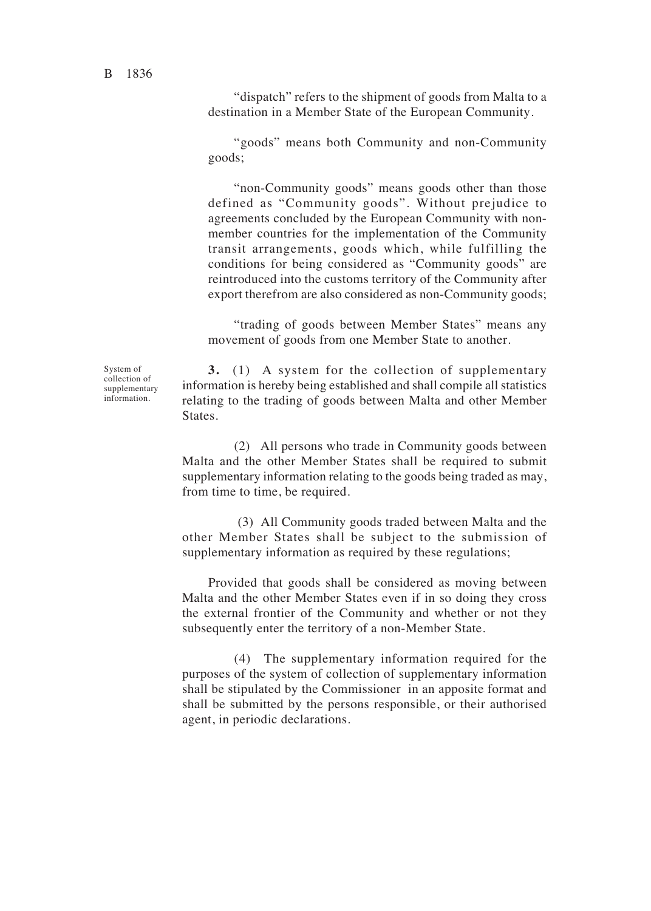"dispatch" refers to the shipment of goods from Malta to a destination in a Member State of the European Community.

"goods" means both Community and non-Community goods;

"non-Community goods" means goods other than those defined as "Community goods". Without prejudice to agreements concluded by the European Community with non-member countries for the implementation of the Community transit arrangements, goods which, while fulfilling the conditions for being considered as "Community goods" are reintroduced into the customs territory of the Community after export therefrom are also considered as non-Community goods;

"trading of goods between Member States" means any movement of goods from one Member State to another.

System of collection of supplementary information.

**3.** (1) A system for the collection of supplementary information is hereby being established and shall compile all statistics relating to the trading of goods between Malta and other Member States.

(2) All persons who trade in Community goods between Malta and the other Member States shall be required to submit supplementary information relating to the goods being traded as may, from time to time, be required.

(3) All Community goods traded between Malta and the other Member States shall be subject to the submission of supplementary information as required by these regulations;

Provided that goods shall be considered as moving between Malta and the other Member States even if in so doing they cross the external frontier of the Community and whether or not they subsequently enter the territory of a non-Member State.

(4) The supplementary information required for the purposes of the system of collection of supplementary information shall be stipulated by the Commissioner in an apposite format and shall be submitted by the persons responsible, or their authorised agent, in periodic declarations.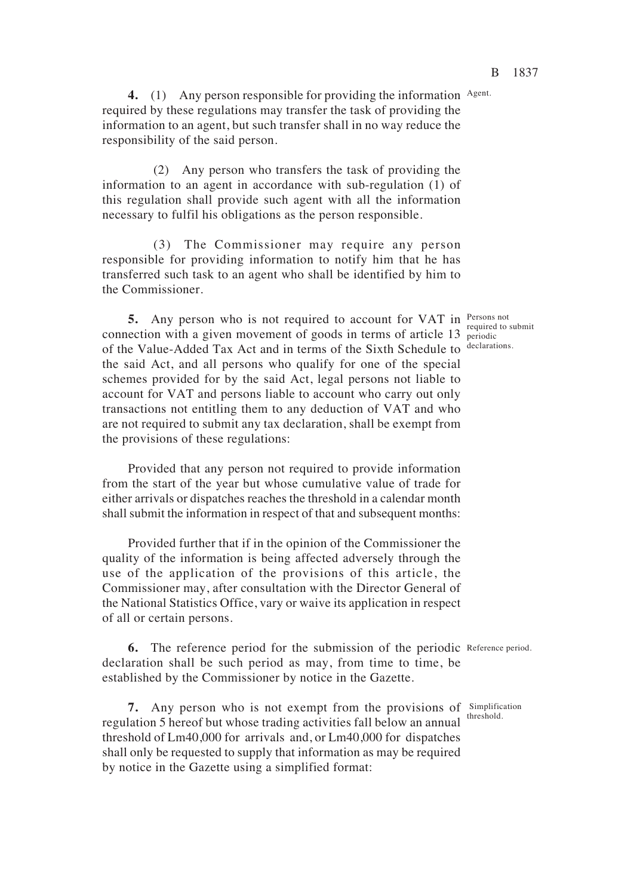**4.** (1) Any person responsible for providing the information required by these regulations may transfer the task of providing the information to an agent, but such transfer shall in no way reduce the responsibility of the said person.

Agent.

(2) Any person who transfers the task of providing the information to an agent in accordance with sub-regulation (1) of this regulation shall provide such agent with all the information necessary to fulfil his obligations as the person responsible.

(3) The Commissioner may require any person responsible for providing information to notify him that he has transferred such task to an agent who shall be identified by him to the Commissioner.

**5.** Any person who is not required to account for VAT in connection with a given movement of goods in terms of article 13 of the Value-Added Tax Act and in terms of the Sixth Schedule to the said Act, and all persons who qualify for one of the special schemes provided for by the said Act, legal persons not liable to account for VAT and persons liable to account who carry out only transactions not entitling them to any deduction of VAT and who are not required to submit any tax declaration, shall be exempt from the provisions of these regulations:

Persons not required to submit periodic declarations.

Provided that any person not required to provide information from the start of the year but whose cumulative value of trade for either arrivals or dispatches reaches the threshold in a calendar month shall submit the information in respect of that and subsequent months:

Provided further that if in the opinion of the Commissioner the quality of the information is being affected adversely through the use of the application of the provisions of this article, the Commissioner may, after consultation with the Director General of the National Statistics Office, vary or waive its application in respect of all or certain persons.

**6.** The reference period for the submission of the periodic declaration shall be such period as may, from time to time, be established by the Commissioner by notice in the Gazette.

Reference period.

**7.** Any person who is not exempt from the provisions of regulation 5 hereof but whose trading activities fall below an annual threshold of Lm40,000 for arrivals and, or Lm40,000 for dispatches shall only be requested to supply that information as may be required by notice in the Gazette using a simplified format:

Simplification threshold.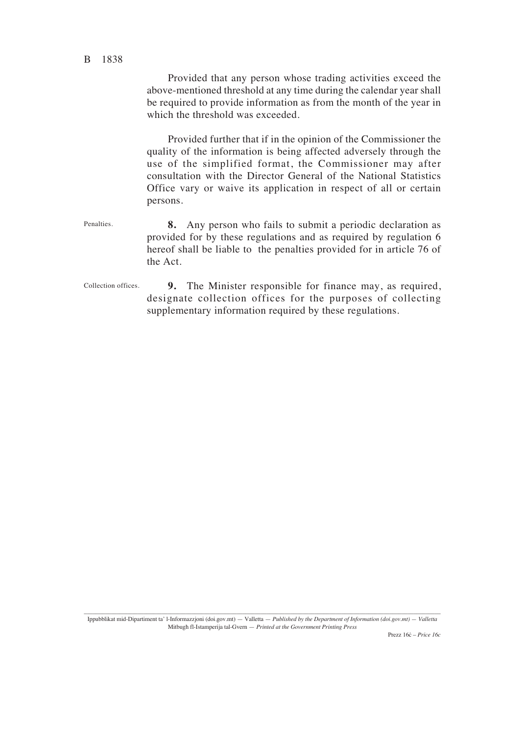Provided that any person whose trading activities exceed the above-mentioned threshold at any time during the calendar year shall be required to provide information as from the month of the year in which the threshold was exceeded.

Provided further that if in the opinion of the Commissioner the quality of the information is being affected adversely through the use of the simplified format, the Commissioner may after consultation with the Director General of the National Statistics Office vary or waive its application in respect of all or certain persons.

Penalties.

**8.** Any person who fails to submit a periodic declaration as provided for by these regulations and as required by regulation 6 hereof shall be liable to the penalties provided for in article 76 of the Act.

Collection offices.

**9.** The Minister responsible for finance may, as required, designate collection offices for the purposes of collecting supplementary information required by these regulations.

Ippubblikat mid-Dipartiment ta' l-Informazzjoni (doi.gov.mt) — Valletta — *Published by the Department of Information (doi.gov.mt) — Valletta*
Mitbugh fl-Istamperija tal-Gvern — *Printed at the Government Printing Press*

Prezz 16ċ – *Price 16c*